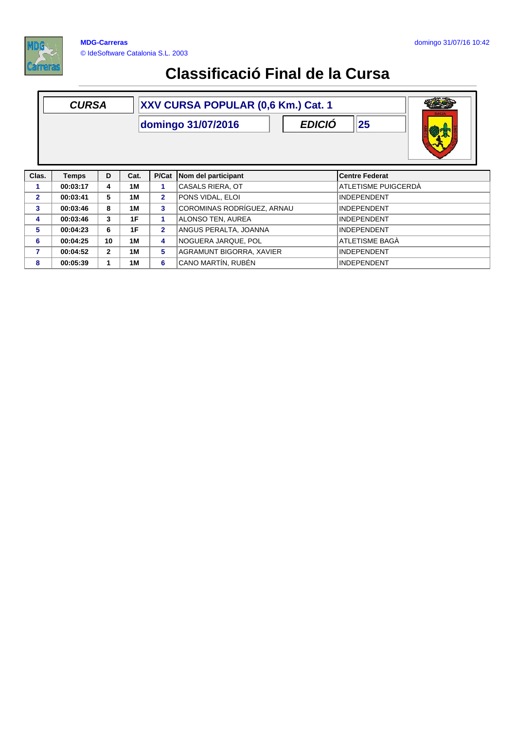MDG-Carreras
© IdeSoftware Catalonia S.L. 2003

domingo 31/07/16 10:42

# Classificació Final de la Cursa

| ***CURSA*** | **XXV CURSA POPULAR (0,6 Km.) Cat. 1** | | |
|---|---|---|---|
| | **domingo 31/07/2016** | ***EDICIÓ*** | **25** |

| Clas. | Temps | D | Cat. | P/Cat | Nom del participant | Centre Federat |
|---|---|---|---|---|---|---|
| 1 | 00:03:17 | 4 | 1M | 1 | CASALS RIERA, OT | ATLETISME PUIGCERDÀ |
| 2 | 00:03:41 | 5 | 1M | 2 | PONS VIDAL, ELOI | INDEPENDENT |
| 3 | 00:03:46 | 8 | 1M | 3 | COROMINAS RODRÍGUEZ, ARNAU | INDEPENDENT |
| 4 | 00:03:46 | 3 | 1F | 1 | ALONSO TEN, AUREA | INDEPENDENT |
| 5 | 00:04:23 | 6 | 1F | 2 | ANGUS PERALTA, JOANNA | INDEPENDENT |
| 6 | 00:04:25 | 10 | 1M | 4 | NOGUERA JARQUE, POL | ATLETISME BAGÀ |
| 7 | 00:04:52 | 2 | 1M | 5 | AGRAMUNT BIGORRA, XAVIER | INDEPENDENT |
| 8 | 00:05:39 | 1 | 1M | 6 | CANO MARTÍN, RUBÉN | INDEPENDENT |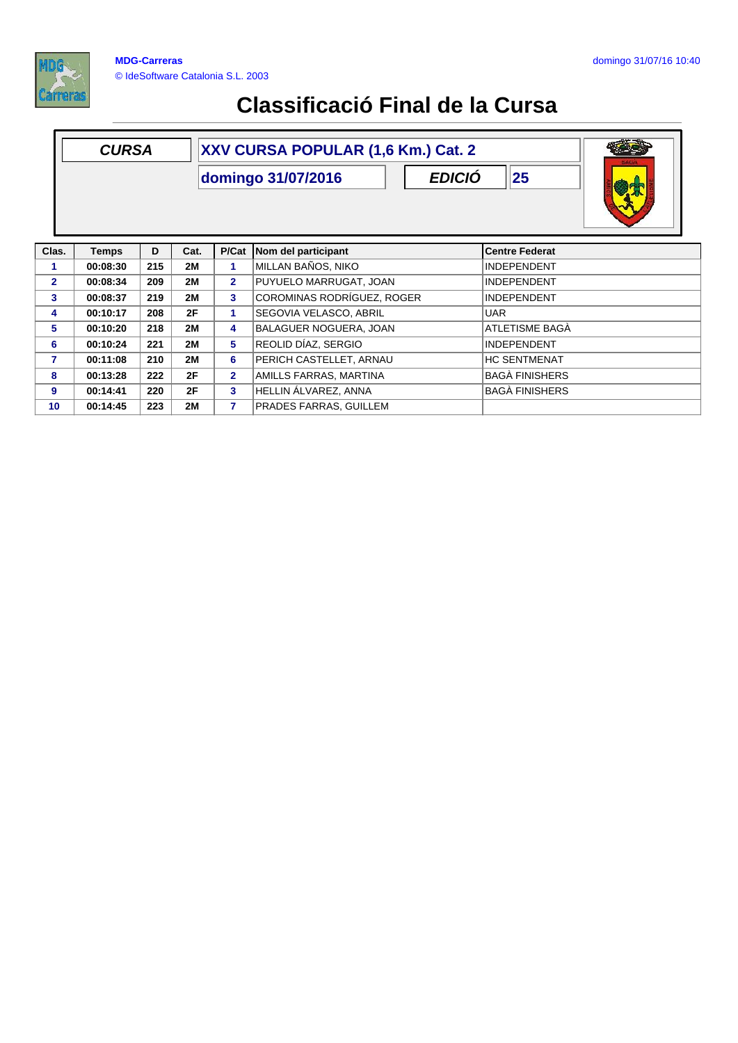# Classificació Final de la Cursa

| CURSA | XXV CURSA POPULAR (1,6 Km.) Cat. 2 | | |
|---|---|---|---|
| | domingo 31/07/2016 | EDICIÓ | 25 |

| Clas. | Temps | D | Cat. | P/Cat | Nom del participant | Centre Federat |
|---|---|---|---|---|---|---|
| 1 | 00:08:30 | 215 | 2M | 1 | MILLAN BAÑOS, NIKO | INDEPENDENT |
| 2 | 00:08:34 | 209 | 2M | 2 | PUYUELO MARRUGAT, JOAN | INDEPENDENT |
| 3 | 00:08:37 | 219 | 2M | 3 | COROMINAS RODRÍGUEZ, ROGER | INDEPENDENT |
| 4 | 00:10:17 | 208 | 2F | 1 | SEGOVIA VELASCO, ABRIL | UAR |
| 5 | 00:10:20 | 218 | 2M | 4 | BALAGUER NOGUERA, JOAN | ATLETISME BAGÀ |
| 6 | 00:10:24 | 221 | 2M | 5 | REOLID DÍAZ, SERGIO | INDEPENDENT |
| 7 | 00:11:08 | 210 | 2M | 6 | PERICH CASTELLET, ARNAU | HC SENTMENAT |
| 8 | 00:13:28 | 222 | 2F | 2 | AMILLS FARRAS, MARTINA | BAGÀ FINISHERS |
| 9 | 00:14:41 | 220 | 2F | 3 | HELLIN ÁLVAREZ, ANNA | BAGÀ FINISHERS |
| 10 | 00:14:45 | 223 | 2M | 7 | PRADES FARRAS, GUILLEM | |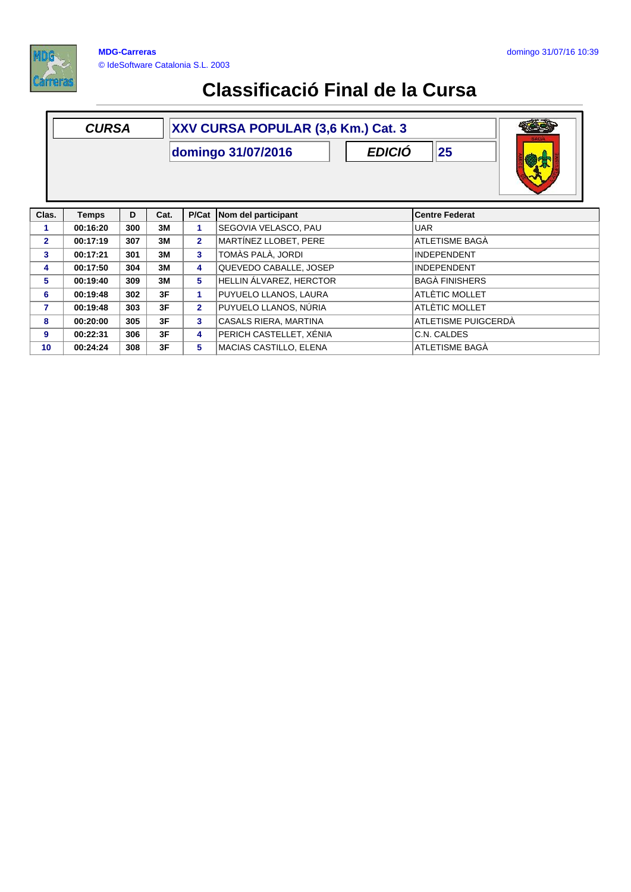MDG-Carreras
© IdeSoftware Catalonia S.L. 2003

domingo 31/07/16 10:39

# Classificació Final de la Cursa

| CURSA | XXV CURSA POPULAR (3,6 Km.) Cat. 3 | | |
|---|---|---|---|
| | domingo 31/07/2016 | EDICIÓ | 25 |

| Clas. | Temps | D | Cat. | P/Cat | Nom del participant | Centre Federat |
|---|---|---|---|---|---|---|
| 1 | 00:16:20 | 300 | 3M | 1 | SEGOVIA VELASCO, PAU | UAR |
| 2 | 00:17:19 | 307 | 3M | 2 | MARTÍNEZ LLOBET, PERE | ATLETISME BAGÀ |
| 3 | 00:17:21 | 301 | 3M | 3 | TOMÀS PALÀ, JORDI | INDEPENDENT |
| 4 | 00:17:50 | 304 | 3M | 4 | QUEVEDO CABALLE, JOSEP | INDEPENDENT |
| 5 | 00:19:40 | 309 | 3M | 5 | HELLIN ÁLVAREZ, HERCTOR | BAGÀ FINISHERS |
| 6 | 00:19:48 | 302 | 3F | 1 | PUYUELO LLANOS, LAURA | ATLÈTIC MOLLET |
| 7 | 00:19:48 | 303 | 3F | 2 | PUYUELO LLANOS, NÚRIA | ATLÈTIC MOLLET |
| 8 | 00:20:00 | 305 | 3F | 3 | CASALS RIERA, MARTINA | ATLETISME PUIGCERDÀ |
| 9 | 00:22:31 | 306 | 3F | 4 | PERICH CASTELLET, XÈNIA | C.N. CALDES |
| 10 | 00:24:24 | 308 | 3F | 5 | MACIAS CASTILLO, ELENA | ATLETISME BAGÀ |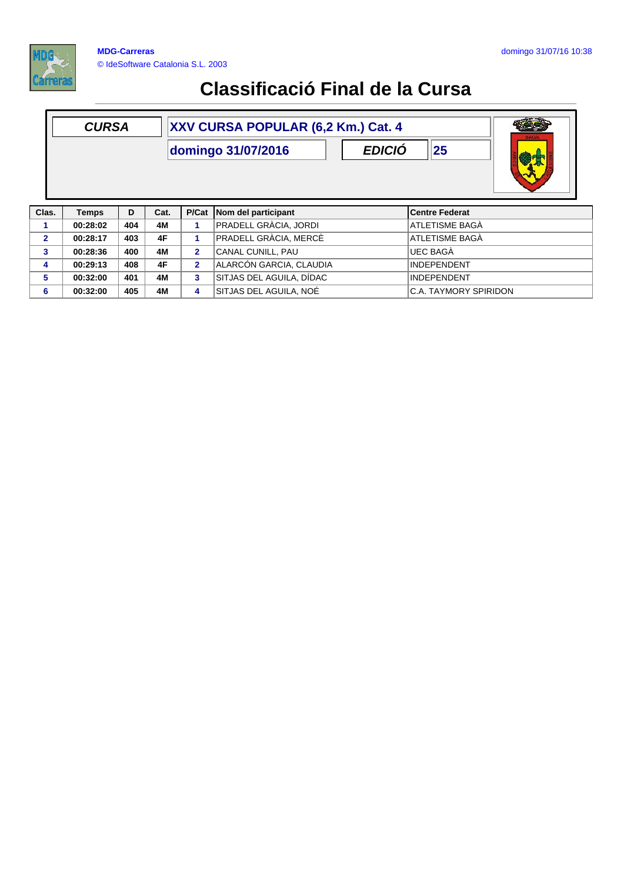MDG-Carreras

© IdeSoftware Catalonia S.L. 2003

domingo 31/07/16 10:38

# Classificació Final de la Cursa

| *CURSA* | XXV CURSA POPULAR (6,2 Km.) Cat. 4 | | |
|---|---|---|---|
| | domingo 31/07/2016 | *EDICIÓ* | 25 |

| Clas. | Temps | D | Cat. | P/Cat | Nom del participant | Centre Federat |
|---|---|---|---|---|---|---|
| 1 | 00:28:02 | 404 | 4M | 1 | PRADELL GRÀCIA, JORDI | ATLETISME BAGÀ |
| 2 | 00:28:17 | 403 | 4F | 1 | PRADELL GRÀCIA, MERCÈ | ATLETISME BAGÀ |
| 3 | 00:28:36 | 400 | 4M | 2 | CANAL CUNILL, PAU | UEC BAGÀ |
| 4 | 00:29:13 | 408 | 4F | 2 | ALARCÓN GARCIA, CLAUDIA | INDEPENDENT |
| 5 | 00:32:00 | 401 | 4M | 3 | SITJAS DEL AGUILA, DÍDAC | INDEPENDENT |
| 6 | 00:32:00 | 405 | 4M | 4 | SITJAS DEL AGUILA, NOÉ | C.A. TAYMORY SPIRIDON |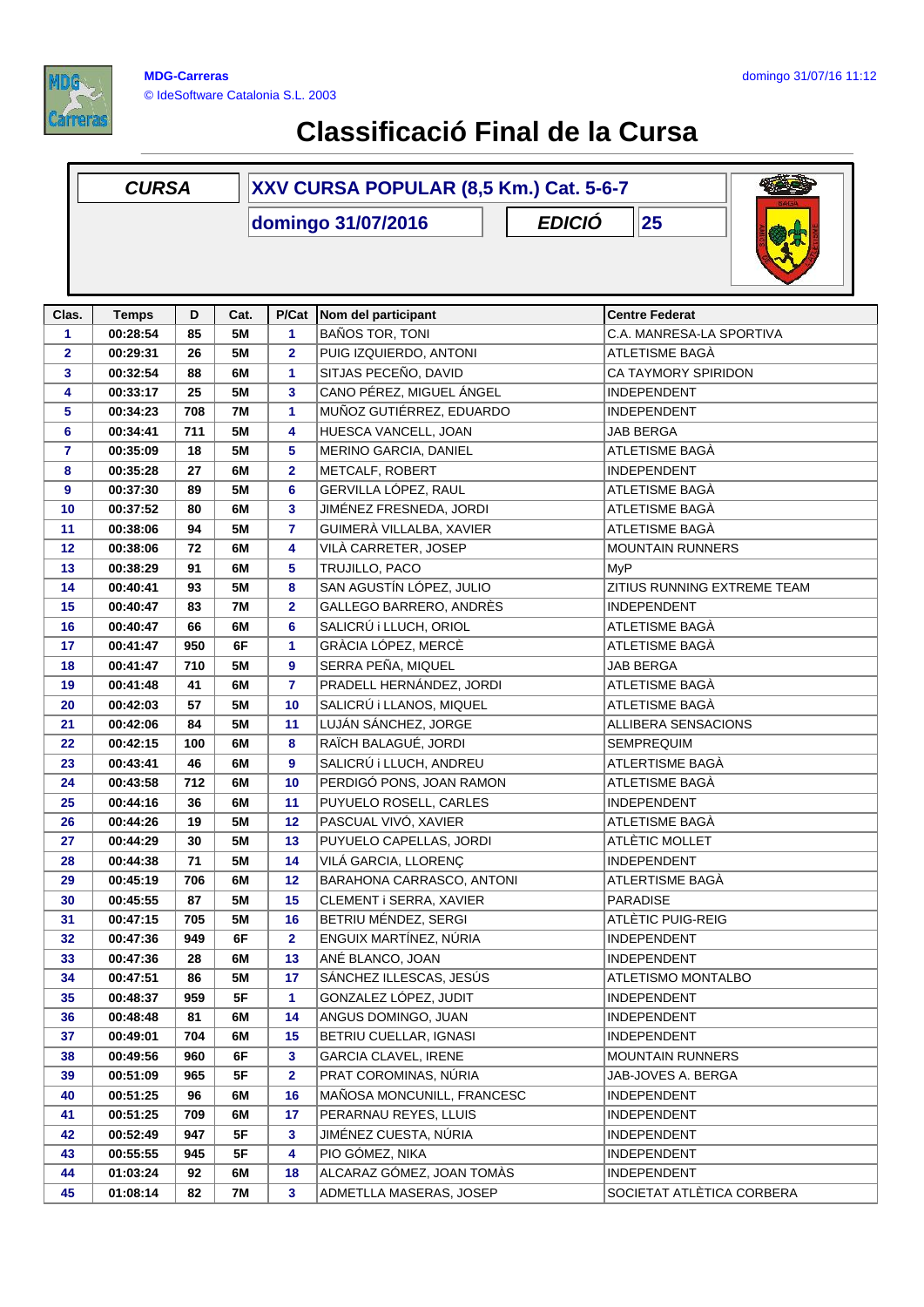MDG-Carreras
© IdeSoftware Catalonia S.L. 2003

domingo 31/07/16 11:12

# Classificació Final de la Cursa

| CURSA | XXV CURSA POPULAR (8,5 Km.) Cat. 5-6-7 | | |
|---|---|---|---|
| | domingo 31/07/2016 | EDICIÓ | 25 |

| Clas. | Temps | D | Cat. | P/Cat | Nom del participant | Centre Federat |
|---|---|---|---|---|---|---|
| 1 | 00:28:54 | 85 | 5M | 1 | BAÑOS TOR, TONI | C.A. MANRESA-LA SPORTIVA |
| 2 | 00:29:31 | 26 | 5M | 2 | PUIG IZQUIERDO, ANTONI | ATLETISME BAGÀ |
| 3 | 00:32:54 | 88 | 6M | 1 | SITJAS PECEÑO, DAVID | CA TAYMORY SPIRIDON |
| 4 | 00:33:17 | 25 | 5M | 3 | CANO PÉREZ, MIGUEL ÁNGEL | INDEPENDENT |
| 5 | 00:34:23 | 708 | 7M | 1 | MUÑOZ GUTIÉRREZ, EDUARDO | INDEPENDENT |
| 6 | 00:34:41 | 711 | 5M | 4 | HUESCA VANCELL, JOAN | JAB BERGA |
| 7 | 00:35:09 | 18 | 5M | 5 | MERINO GARCIA, DANIEL | ATLETISME BAGÀ |
| 8 | 00:35:28 | 27 | 6M | 2 | METCALF, ROBERT | INDEPENDENT |
| 9 | 00:37:30 | 89 | 5M | 6 | GERVILLA LÓPEZ, RAUL | ATLETISME BAGÀ |
| 10 | 00:37:52 | 80 | 6M | 3 | JIMÉNEZ FRESNEDA, JORDI | ATLETISME BAGÀ |
| 11 | 00:38:06 | 94 | 5M | 7 | GUIMERÀ VILLALBA, XAVIER | ATLETISME BAGÀ |
| 12 | 00:38:06 | 72 | 6M | 4 | VILÀ CARRETER, JOSEP | MOUNTAIN RUNNERS |
| 13 | 00:38:29 | 91 | 6M | 5 | TRUJILLO, PACO | MyP |
| 14 | 00:40:41 | 93 | 5M | 8 | SAN AGUSTÍN LÓPEZ, JULIO | ZITIUS RUNNING EXTREME TEAM |
| 15 | 00:40:47 | 83 | 7M | 2 | GALLEGO BARRERO, ANDRÈS | INDEPENDENT |
| 16 | 00:40:47 | 66 | 6M | 6 | SALICRÚ i LLUCH, ORIOL | ATLETISME BAGÀ |
| 17 | 00:41:47 | 950 | 6F | 1 | GRÀCIA LÓPEZ, MERCÈ | ATLETISME BAGÀ |
| 18 | 00:41:47 | 710 | 5M | 9 | SERRA PEÑA, MIQUEL | JAB BERGA |
| 19 | 00:41:48 | 41 | 6M | 7 | PRADELL HERNÁNDEZ, JORDI | ATLETISME BAGÀ |
| 20 | 00:42:03 | 57 | 5M | 10 | SALICRÚ i LLANOS, MIQUEL | ATLETISME BAGÀ |
| 21 | 00:42:06 | 84 | 5M | 11 | LUJÁN SÁNCHEZ, JORGE | ALLIBERA SENSACIONS |
| 22 | 00:42:15 | 100 | 6M | 8 | RAÏCH BALAGUÉ, JORDI | SEMPREQUIM |
| 23 | 00:43:41 | 46 | 6M | 9 | SALICRÚ i LLUCH, ANDREU | ATLERTISME BAGÀ |
| 24 | 00:43:58 | 712 | 6M | 10 | PERDIGÓ PONS, JOAN RAMON | ATLETISME BAGÀ |
| 25 | 00:44:16 | 36 | 6M | 11 | PUYUELO ROSELL, CARLES | INDEPENDENT |
| 26 | 00:44:26 | 19 | 5M | 12 | PASCUAL VIVÓ, XAVIER | ATLETISME BAGÀ |
| 27 | 00:44:29 | 30 | 5M | 13 | PUYUELO CAPELLAS, JORDI | ATLÈTIC MOLLET |
| 28 | 00:44:38 | 71 | 5M | 14 | VILÁ GARCIA, LLORENÇ | INDEPENDENT |
| 29 | 00:45:19 | 706 | 6M | 12 | BARAHONA CARRASCO, ANTONI | ATLERTISME BAGÀ |
| 30 | 00:45:55 | 87 | 5M | 15 | CLEMENT i SERRA, XAVIER | PARADISE |
| 31 | 00:47:15 | 705 | 5M | 16 | BETRIU MÉNDEZ, SERGI | ATLÈTIC PUIG-REIG |
| 32 | 00:47:36 | 949 | 6F | 2 | ENGUIX MARTÍNEZ, NÚRIA | INDEPENDENT |
| 33 | 00:47:36 | 28 | 6M | 13 | ANÉ BLANCO, JOAN | INDEPENDENT |
| 34 | 00:47:51 | 86 | 5M | 17 | SÁNCHEZ ILLESCAS, JESÚS | ATLETISMO MONTALBO |
| 35 | 00:48:37 | 959 | 5F | 1 | GONZALEZ LÓPEZ, JUDIT | INDEPENDENT |
| 36 | 00:48:48 | 81 | 6M | 14 | ANGUS DOMINGO, JUAN | INDEPENDENT |
| 37 | 00:49:01 | 704 | 6M | 15 | BETRIU CUELLAR, IGNASI | INDEPENDENT |
| 38 | 00:49:56 | 960 | 6F | 3 | GARCIA CLAVEL, IRENE | MOUNTAIN RUNNERS |
| 39 | 00:51:09 | 965 | 5F | 2 | PRAT COROMINAS, NÚRIA | JAB-JOVES A. BERGA |
| 40 | 00:51:25 | 96 | 6M | 16 | MAÑOSA MONCUNILL, FRANCESC | INDEPENDENT |
| 41 | 00:51:25 | 709 | 6M | 17 | PERARNAU REYES, LLUIS | INDEPENDENT |
| 42 | 00:52:49 | 947 | 5F | 3 | JIMÉNEZ CUESTA, NÚRIA | INDEPENDENT |
| 43 | 00:55:55 | 945 | 5F | 4 | PIO GÓMEZ, NIKA | INDEPENDENT |
| 44 | 01:03:24 | 92 | 6M | 18 | ALCARAZ GÓMEZ, JOAN TOMÀS | INDEPENDENT |
| 45 | 01:08:14 | 82 | 7M | 3 | ADMETLLA MASERAS, JOSEP | SOCIETAT ATLÈTICA CORBERA |